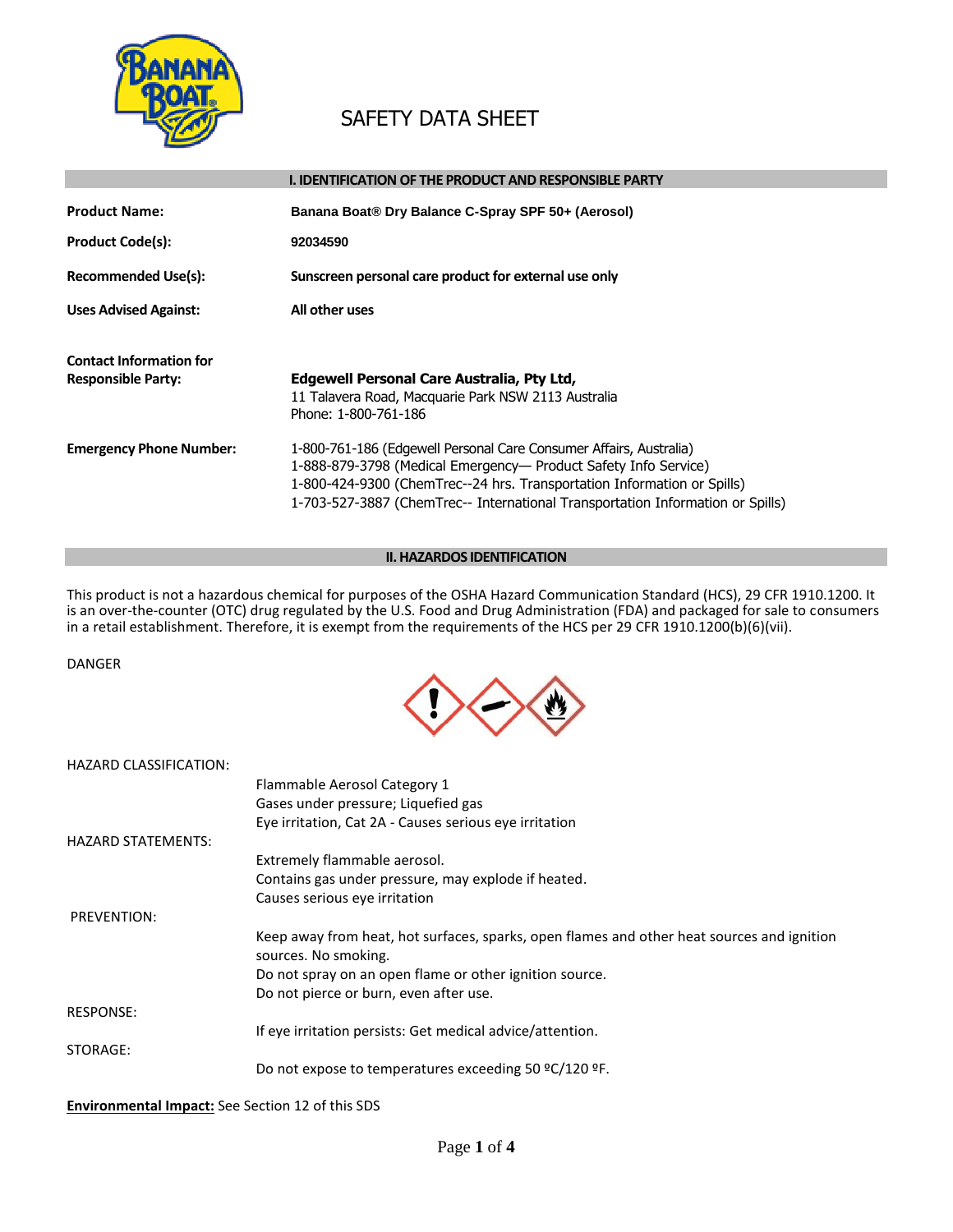# SAFETY DATA SHEET

## I. IDENTIFICATION OF THE PRODUCT AND RESPONSIBLE PARTY

**Product Name:** Banana Boat® Dry Balance C-Spray SPF 50+ (Aerosol)

**Product Code(s):** 92034590

**Recommended Use(s):** Sunscreen personal care product for external use only

**Uses Advised Against:** All other uses

**Contact Information for Responsible Party:**
**Edgewell Personal Care Australia, Pty Ltd,**
11 Talavera Road, Macquarie Park NSW 2113 Australia
Phone: 1-800-761-186

**Emergency Phone Number:**
1-800-761-186 (Edgewell Personal Care Consumer Affairs, Australia)
1-888-879-3798 (Medical Emergency— Product Safety Info Service)
1-800-424-9300 (ChemTrec--24 hrs. Transportation Information or Spills)
1-703-527-3887 (ChemTrec-- International Transportation Information or Spills)

## II. HAZARDOS IDENTIFICATION

This product is not a hazardous chemical for purposes of the OSHA Hazard Communication Standard (HCS), 29 CFR 1910.1200. It is an over-the-counter (OTC) drug regulated by the U.S. Food and Drug Administration (FDA) and packaged for sale to consumers in a retail establishment. Therefore, it is exempt from the requirements of the HCS per 29 CFR 1910.1200(b)(6)(vii).

DANGER

HAZARD CLASSIFICATION:

- Flammable Aerosol Category 1
- Gases under pressure; Liquefied gas
- Eye irritation, Cat 2A - Causes serious eye irritation

HAZARD STATEMENTS:

- Extremely flammable aerosol.
- Contains gas under pressure, may explode if heated.
- Causes serious eye irritation

PREVENTION:

- Keep away from heat, hot surfaces, sparks, open flames and other heat sources and ignition sources. No smoking.
- Do not spray on an open flame or other ignition source.
- Do not pierce or burn, even after use.

RESPONSE:

- If eye irritation persists: Get medical advice/attention.

STORAGE:

- Do not expose to temperatures exceeding 50 ºC/120 ºF.

**Environmental Impact:** See Section 12 of this SDS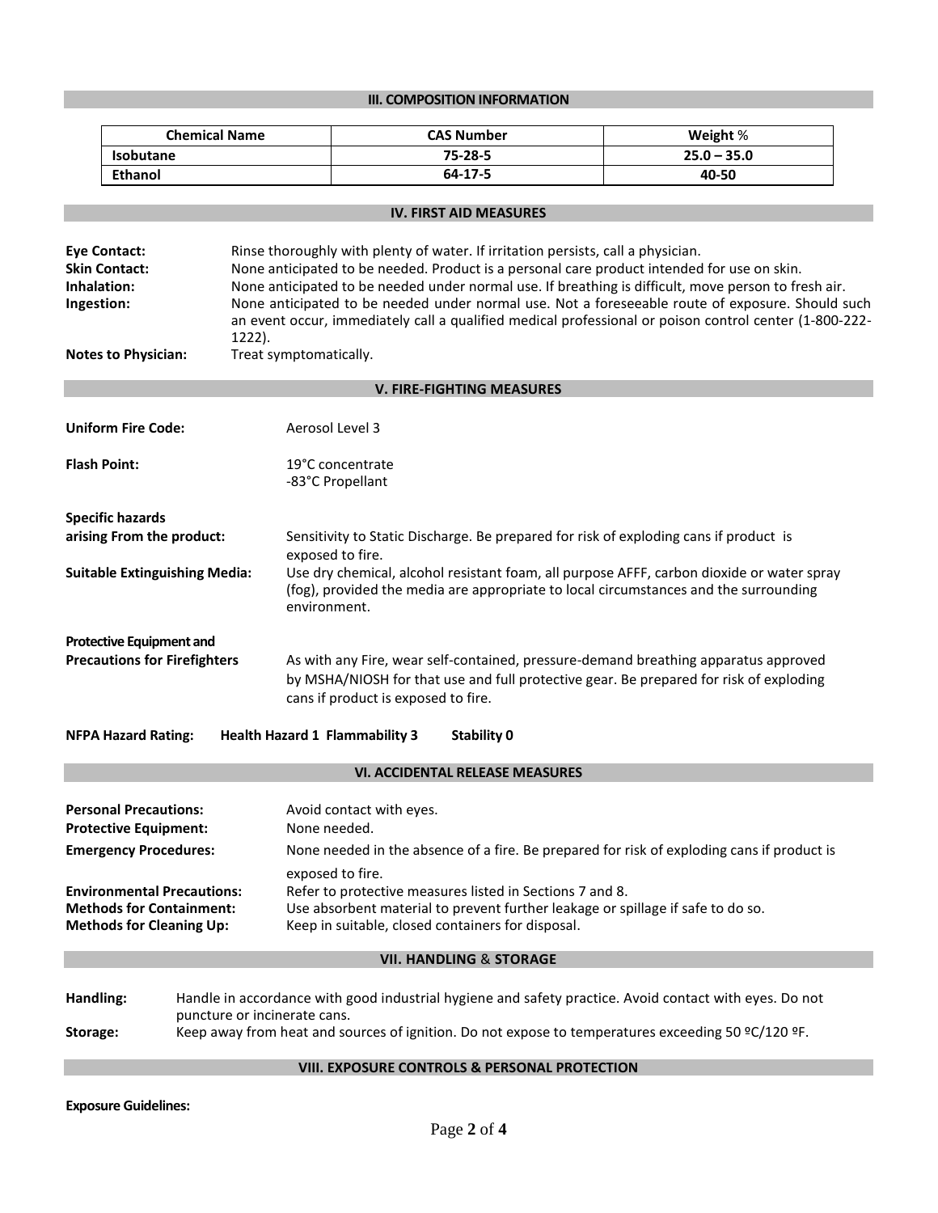## III. COMPOSITION INFORMATION

| Chemical Name | CAS Number | Weight % |
|---|---|---|
| **Isobutane** | **75-28-5** | **25.0 – 35.0** |
| **Ethanol** | **64-17-5** | **40-50** |

## IV. FIRST AID MEASURES

**Eye Contact:** Rinse thoroughly with plenty of water. If irritation persists, call a physician.

**Skin Contact:** None anticipated to be needed. Product is a personal care product intended for use on skin.

**Inhalation:** None anticipated to be needed under normal use. If breathing is difficult, move person to fresh air.

**Ingestion:** None anticipated to be needed under normal use. Not a foreseeable route of exposure. Should such an event occur, immediately call a qualified medical professional or poison control center (1-800-222-1222).

**Notes to Physician:** Treat symptomatically.

## V. FIRE-FIGHTING MEASURES

**Uniform Fire Code:** Aerosol Level 3

**Flash Point:** 19°C concentrate
-83°C Propellant

**Specific hazards arising From the product:** Sensitivity to Static Discharge. Be prepared for risk of exploding cans if product is exposed to fire.

**Suitable Extinguishing Media:** Use dry chemical, alcohol resistant foam, all purpose AFFF, carbon dioxide or water spray (fog), provided the media are appropriate to local circumstances and the surrounding environment.

**Protective Equipment and Precautions for Firefighters** As with any Fire, wear self-contained, pressure-demand breathing apparatus approved by MSHA/NIOSH for that use and full protective gear. Be prepared for risk of exploding cans if product is exposed to fire.

**NFPA Hazard Rating:** **Health Hazard 1 Flammability 3 Stability 0**

## VI. ACCIDENTAL RELEASE MEASURES

**Personal Precautions:** Avoid contact with eyes.

**Protective Equipment:** None needed.

**Emergency Procedures:** None needed in the absence of a fire. Be prepared for risk of exploding cans if product is exposed to fire.

**Environmental Precautions:** Refer to protective measures listed in Sections 7 and 8.

**Methods for Containment:** Use absorbent material to prevent further leakage or spillage if safe to do so.

**Methods for Cleaning Up:** Keep in suitable, closed containers for disposal.

## VII. HANDLING & STORAGE

**Handling:** Handle in accordance with good industrial hygiene and safety practice. Avoid contact with eyes. Do not puncture or incinerate cans.

**Storage:** Keep away from heat and sources of ignition. Do not expose to temperatures exceeding 50 ºC/120 ºF.

## VIII. EXPOSURE CONTROLS & PERSONAL PROTECTION

**Exposure Guidelines:**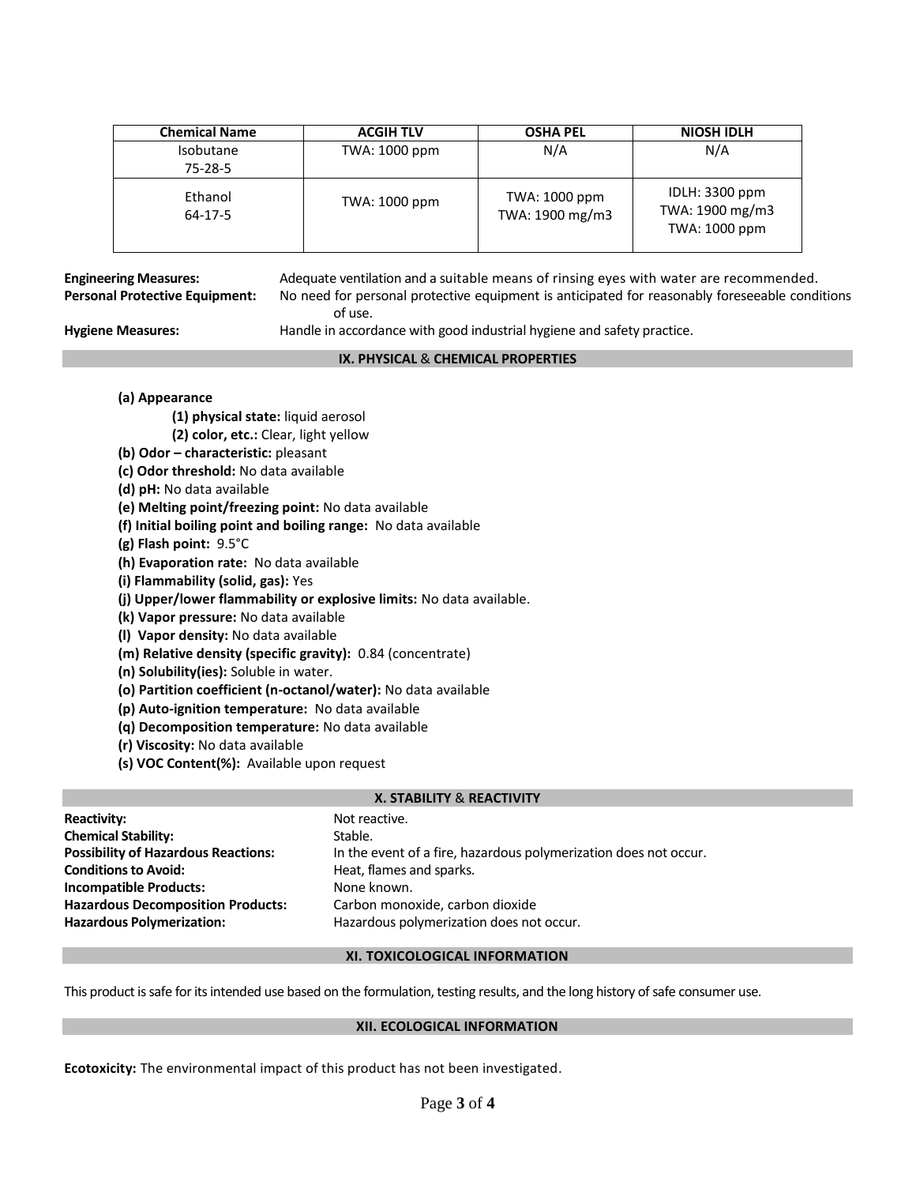| Chemical Name | ACGIH TLV | OSHA PEL | NIOSH IDLH |
|---|---|---|---|
| Isobutane<br>75-28-5 | TWA: 1000 ppm | N/A | N/A |
| Ethanol<br>64-17-5 | TWA: 1000 ppm | TWA: 1000 ppm<br>TWA: 1900 mg/m3 | IDLH: 3300 ppm<br>TWA: 1900 mg/m3<br>TWA: 1000 ppm |

**Engineering Measures:** Adequate ventilation and a suitable means of rinsing eyes with water are recommended.

**Personal Protective Equipment:** No need for personal protective equipment is anticipated for reasonably foreseeable conditions of use.

**Hygiene Measures:** Handle in accordance with good industrial hygiene and safety practice.

## IX. PHYSICAL & CHEMICAL PROPERTIES

**(a) Appearance**

- **(1) physical state:** liquid aerosol
- **(2) color, etc.:** Clear, light yellow

**(b) Odor – characteristic:** pleasant

**(c) Odor threshold:** No data available

**(d) pH:** No data available

**(e) Melting point/freezing point:** No data available

**(f) Initial boiling point and boiling range:** No data available

**(g) Flash point:** 9.5°C

**(h) Evaporation rate:** No data available

**(i) Flammability (solid, gas):** Yes

**(j) Upper/lower flammability or explosive limits:** No data available.

**(k) Vapor pressure:** No data available

**(l) Vapor density:** No data available

**(m) Relative density (specific gravity):** 0.84 (concentrate)

**(n) Solubility(ies):** Soluble in water.

**(o) Partition coefficient (n-octanol/water):** No data available

**(p) Auto-ignition temperature:** No data available

**(q) Decomposition temperature:** No data available

**(r) Viscosity:** No data available

**(s) VOC Content(%):** Available upon request

## X. STABILITY & REACTIVITY

**Reactivity:** Not reactive.

**Chemical Stability:** Stable.

**Possibility of Hazardous Reactions:** In the event of a fire, hazardous polymerization does not occur.

**Conditions to Avoid:** Heat, flames and sparks.

**Incompatible Products:** None known.

**Hazardous Decomposition Products:** Carbon monoxide, carbon dioxide

**Hazardous Polymerization:** Hazardous polymerization does not occur.

## XI. TOXICOLOGICAL INFORMATION

This product is safe for its intended use based on the formulation, testing results, and the long history of safe consumer use.

## XII. ECOLOGICAL INFORMATION

**Ecotoxicity:** The environmental impact of this product has not been investigated.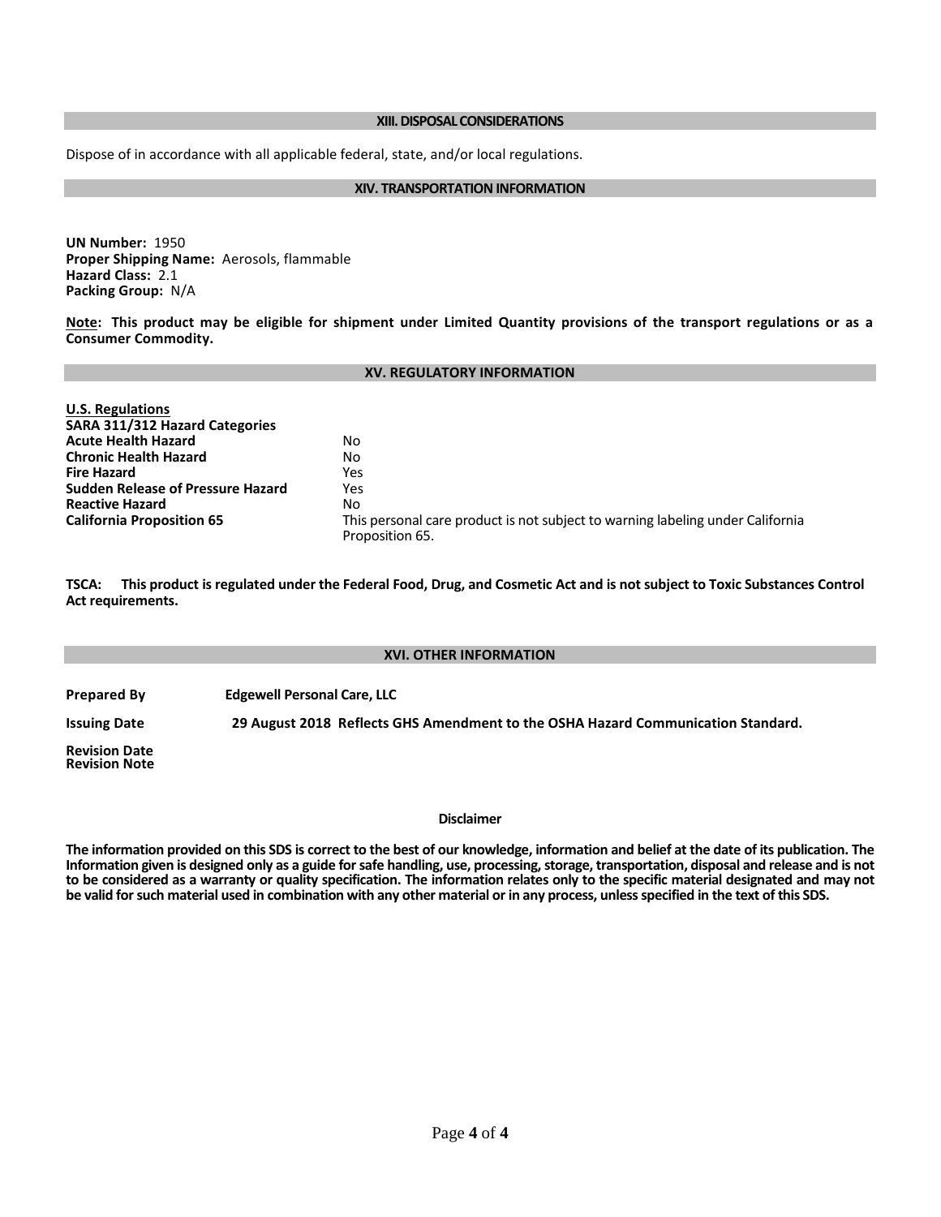## XIII. DISPOSAL CONSIDERATIONS

Dispose of in accordance with all applicable federal, state, and/or local regulations.

## XIV. TRANSPORTATION INFORMATION

**UN Number:** 1950
**Proper Shipping Name:** Aerosols, flammable
**Hazard Class:** 2.1
**Packing Group:** N/A

**Note: This product may be eligible for shipment under Limited Quantity provisions of the transport regulations or as a Consumer Commodity.**

## XV. REGULATORY INFORMATION

| | |
|---|---|
| **U.S. Regulations** | |
| **SARA 311/312 Hazard Categories** | |
| **Acute Health Hazard** | No |
| **Chronic Health Hazard** | No |
| **Fire Hazard** | Yes |
| **Sudden Release of Pressure Hazard** | Yes |
| **Reactive Hazard** | No |
| **California Proposition 65** | This personal care product is not subject to warning labeling under California Proposition 65. |

**TSCA: This product is regulated under the Federal Food, Drug, and Cosmetic Act and is not subject to Toxic Substances Control Act requirements.**

## XVI. OTHER INFORMATION

| | |
|---|---|
| **Prepared By** | **Edgewell Personal Care, LLC** |
| **Issuing Date** | **29 August 2018 Reflects GHS Amendment to the OSHA Hazard Communication Standard.** |
| **Revision Date** | |
| **Revision Note** | |

**Disclaimer**

**The information provided on this SDS is correct to the best of our knowledge, information and belief at the date of its publication. The Information given is designed only as a guide for safe handling, use, processing, storage, transportation, disposal and release and is not to be considered as a warranty or quality specification. The information relates only to the specific material designated and may not be valid for such material used in combination with any other material or in any process, unless specified in the text of this SDS.**